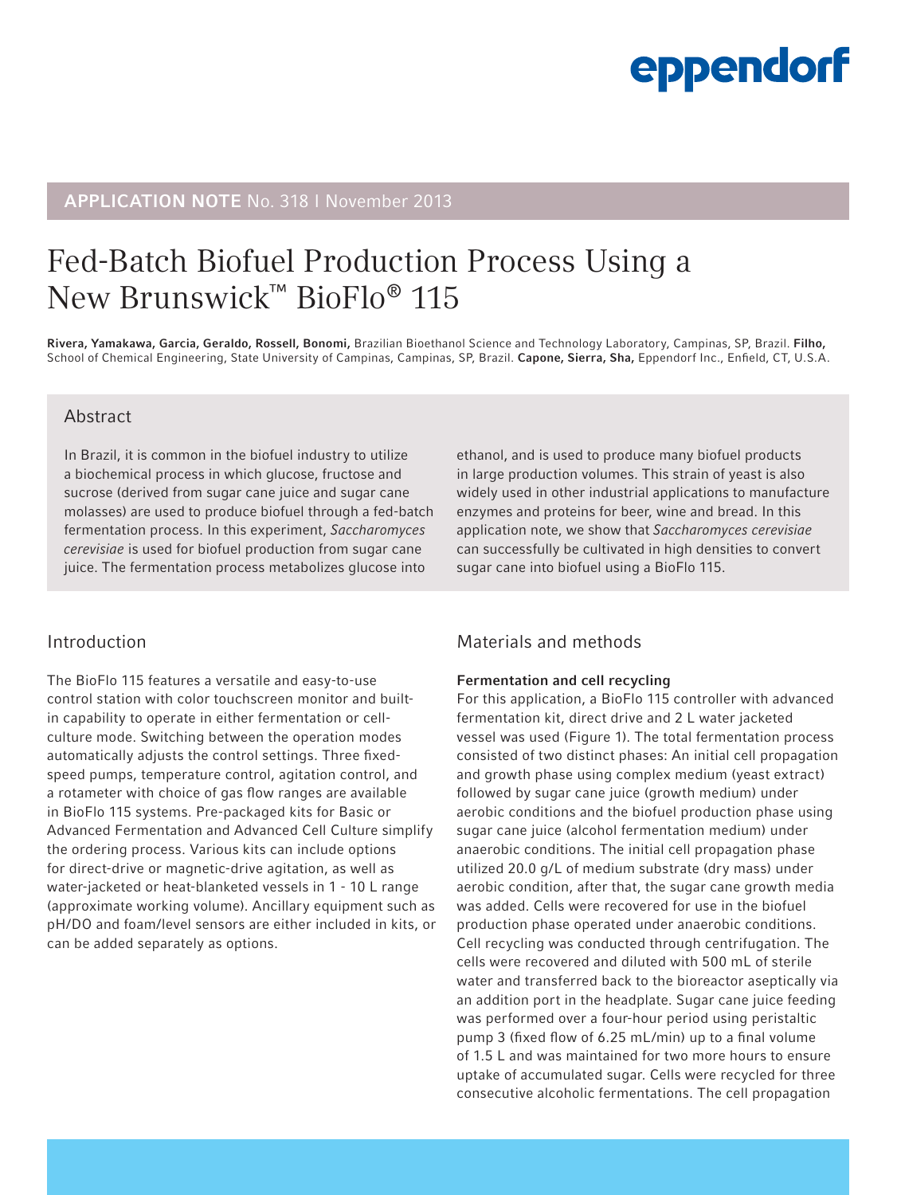**APPLICATION NOTE** No. 318 I November 2013

# Fed-Batch Biofuel Production Process Using a New Brunswick™ BioFlo® 115

**Rivera, Yamakawa, Garcia, Geraldo, Rossell, Bonomi,** Brazilian Bioethanol Science and Technology Laboratory, Campinas, SP, Brazil. **Filho,** School of Chemical Engineering, State University of Campinas, Campinas, SP, Brazil. **Capone, Sierra, Sha,** Eppendorf Inc., Enfield, CT, U.S.A.

## Abstract

In Brazil, it is common in the biofuel industry to utilize a biochemical process in which glucose, fructose and sucrose (derived from sugar cane juice and sugar cane molasses) are used to produce biofuel through a fed-batch fermentation process. In this experiment, *Saccharomyces cerevisiae* is used for biofuel production from sugar cane juice. The fermentation process metabolizes glucose into ethanol, and is used to produce many biofuel products in large production volumes. This strain of yeast is also widely used in other industrial applications to manufacture enzymes and proteins for beer, wine and bread. In this application note, we show that *Saccharomyces cerevisiae* can successfully be cultivated in high densities to convert sugar cane into biofuel using a BioFlo 115.

## Introduction

The BioFlo 115 features a versatile and easy-to-use control station with color touchscreen monitor and built-in capability to operate in either fermentation or cell-culture mode. Switching between the operation modes automatically adjusts the control settings. Three fixed-speed pumps, temperature control, agitation control, and a rotameter with choice of gas flow ranges are available in BioFlo 115 systems. Pre-packaged kits for Basic or Advanced Fermentation and Advanced Cell Culture simplify the ordering process. Various kits can include options for direct-drive or magnetic-drive agitation, as well as water-jacketed or heat-blanketed vessels in 1 - 10 L range (approximate working volume). Ancillary equipment such as pH/DO and foam/level sensors are either included in kits, or can be added separately as options.

## Materials and methods

### Fermentation and cell recycling

For this application, a BioFlo 115 controller with advanced fermentation kit, direct drive and 2 L water jacketed vessel was used (Figure 1). The total fermentation process consisted of two distinct phases: An initial cell propagation and growth phase using complex medium (yeast extract) followed by sugar cane juice (growth medium) under aerobic conditions and the biofuel production phase using sugar cane juice (alcohol fermentation medium) under anaerobic conditions. The initial cell propagation phase utilized 20.0 g/L of medium substrate (dry mass) under aerobic condition, after that, the sugar cane growth media was added. Cells were recovered for use in the biofuel production phase operated under anaerobic conditions. Cell recycling was conducted through centrifugation. The cells were recovered and diluted with 500 mL of sterile water and transferred back to the bioreactor aseptically via an addition port in the headplate. Sugar cane juice feeding was performed over a four-hour period using peristaltic pump 3 (fixed flow of 6.25 mL/min) up to a final volume of 1.5 L and was maintained for two more hours to ensure uptake of accumulated sugar. Cells were recycled for three consecutive alcoholic fermentations. The cell propagation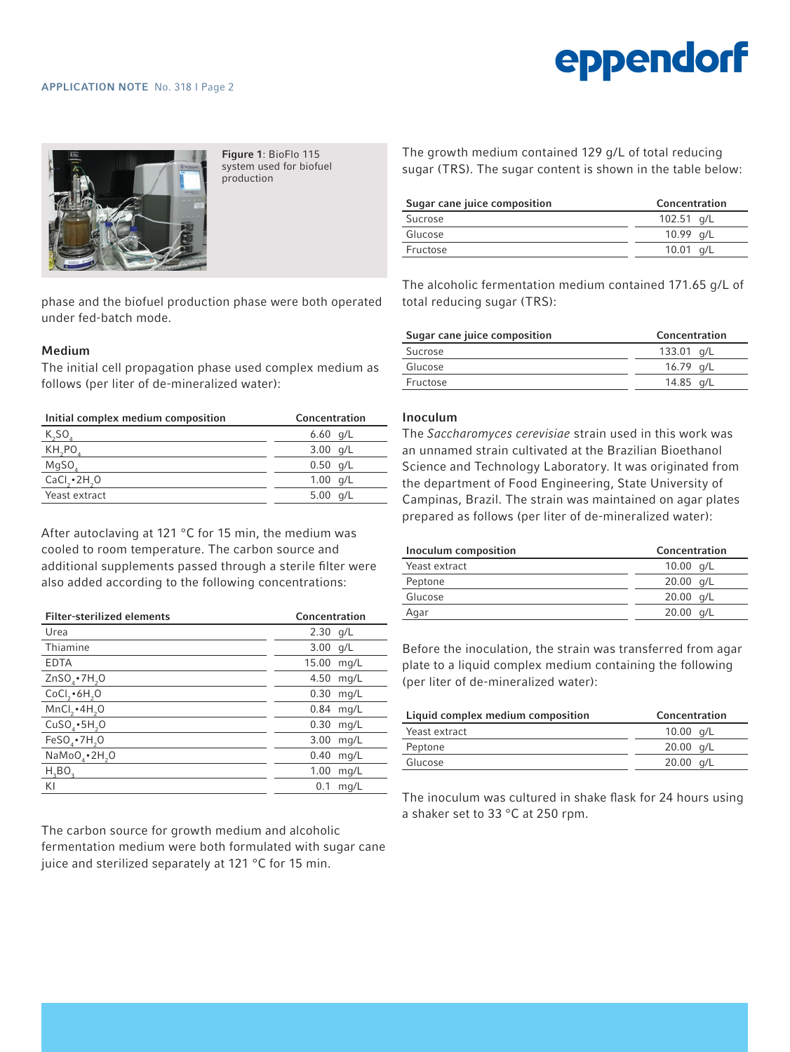Figure 1: BioFlo 115 system used for biofuel production

phase and the biofuel production phase were both operated under fed-batch mode.

### Medium

The initial cell propagation phase used complex medium as follows (per liter of de-mineralized water):

| Initial complex medium composition | Concentration |
|---|---|
| $K_2SO_4$ | 6.60 g/L |
| $KH_2PO_4$ | 3.00 g/L |
| $MgSO_4$ | 0.50 g/L |
| $CaCl_2 \cdot 2H_2O$ | 1.00 g/L |
| Yeast extract | 5.00 g/L |

After autoclaving at 121 °C for 15 min, the medium was cooled to room temperature. The carbon source and additional supplements passed through a sterile filter were also added according to the following concentrations:

| Filter-sterilized elements | Concentration |
|---|---|
| Urea | 2.30 g/L |
| Thiamine | 3.00 g/L |
| EDTA | 15.00 mg/L |
| $ZnSO_4 \cdot 7H_2O$ | 4.50 mg/L |
| $CoCl_2 \cdot 6H_2O$ | 0.30 mg/L |
| $MnCl_2 \cdot 4H_2O$ | 0.84 mg/L |
| $CuSO_4 \cdot 5H_2O$ | 0.30 mg/L |
| $FeSO_4 \cdot 7H_2O$ | 3.00 mg/L |
| $NaMoO_4 \cdot 2H_2O$ | 0.40 mg/L |
| $H_3BO_3$ | 1.00 mg/L |
| KI | 0.1 mg/L |

The carbon source for growth medium and alcoholic fermentation medium were both formulated with sugar cane juice and sterilized separately at 121 °C for 15 min.

The growth medium contained 129 g/L of total reducing sugar (TRS). The sugar content is shown in the table below:

| Sugar cane juice composition | Concentration |
|---|---|
| Sucrose | 102.51 g/L |
| Glucose | 10.99 g/L |
| Fructose | 10.01 g/L |

The alcoholic fermentation medium contained 171.65 g/L of total reducing sugar (TRS):

| Sugar cane juice composition | Concentration |
|---|---|
| Sucrose | 133.01 g/L |
| Glucose | 16.79 g/L |
| Fructose | 14.85 g/L |

### Inoculum

The *Saccharomyces cerevisiae* strain used in this work was an unnamed strain cultivated at the Brazilian Bioethanol Science and Technology Laboratory. It was originated from the department of Food Engineering, State University of Campinas, Brazil. The strain was maintained on agar plates prepared as follows (per liter of de-mineralized water):

| Inoculum composition | Concentration |
|---|---|
| Yeast extract | 10.00 g/L |
| Peptone | 20.00 g/L |
| Glucose | 20.00 g/L |
| Agar | 20.00 g/L |

Before the inoculation, the strain was transferred from agar plate to a liquid complex medium containing the following (per liter of de-mineralized water):

| Liquid complex medium composition | Concentration |
|---|---|
| Yeast extract | 10.00 g/L |
| Peptone | 20.00 g/L |
| Glucose | 20.00 g/L |

The inoculum was cultured in shake flask for 24 hours using a shaker set to 33 °C at 250 rpm.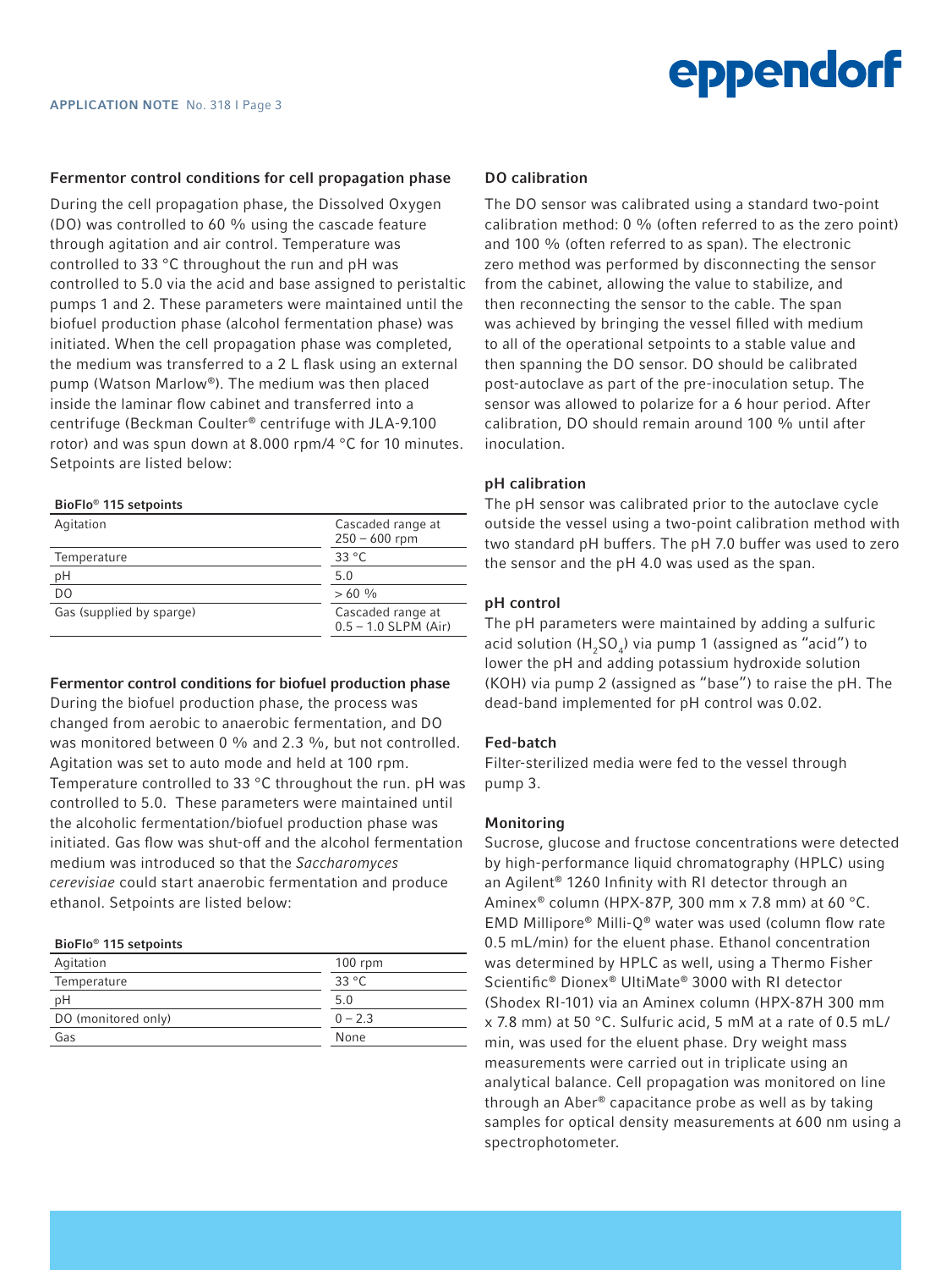### Fermentor control conditions for cell propagation phase

During the cell propagation phase, the Dissolved Oxygen (DO) was controlled to 60 % using the cascade feature through agitation and air control. Temperature was controlled to 33 °C throughout the run and pH was controlled to 5.0 via the acid and base assigned to peristaltic pumps 1 and 2. These parameters were maintained until the biofuel production phase (alcohol fermentation phase) was initiated. When the cell propagation phase was completed, the medium was transferred to a 2 L flask using an external pump (Watson Marlow®). The medium was then placed inside the laminar flow cabinet and transferred into a centrifuge (Beckman Coulter® centrifuge with JLA-9.100 rotor) and was spun down at 8.000 rpm/4 °C for 10 minutes. Setpoints are listed below:

**BioFlo® 115 setpoints**

| Parameter | Setpoint |
|---|---|
| Agitation | Cascaded range at 250 – 600 rpm |
| Temperature | 33 °C |
| pH | 5.0 |
| DO | > 60 % |
| Gas (supplied by sparge) | Cascaded range at 0.5 – 1.0 SLPM (Air) |

### Fermentor control conditions for biofuel production phase

During the biofuel production phase, the process was changed from aerobic to anaerobic fermentation, and DO was monitored between 0 % and 2.3 %, but not controlled. Agitation was set to auto mode and held at 100 rpm. Temperature controlled to 33 °C throughout the run. pH was controlled to 5.0. These parameters were maintained until the alcoholic fermentation/biofuel production phase was initiated. Gas flow was shut-off and the alcohol fermentation medium was introduced so that the *Saccharomyces cerevisiae* could start anaerobic fermentation and produce ethanol. Setpoints are listed below:

**BioFlo® 115 setpoints**

| Parameter | Setpoint |
|---|---|
| Agitation | 100 rpm |
| Temperature | 33 °C |
| pH | 5.0 |
| DO (monitored only) | 0 – 2.3 |
| Gas | None |

### DO calibration

The DO sensor was calibrated using a standard two-point calibration method: 0 % (often referred to as the zero point) and 100 % (often referred to as span). The electronic zero method was performed by disconnecting the sensor from the cabinet, allowing the value to stabilize, and then reconnecting the sensor to the cable. The span was achieved by bringing the vessel filled with medium to all of the operational setpoints to a stable value and then spanning the DO sensor. DO should be calibrated post-autoclave as part of the pre-inoculation setup. The sensor was allowed to polarize for a 6 hour period. After calibration, DO should remain around 100 % until after inoculation.

### pH calibration

The pH sensor was calibrated prior to the autoclave cycle outside the vessel using a two-point calibration method with two standard pH buffers. The pH 7.0 buffer was used to zero the sensor and the pH 4.0 was used as the span.

### pH control

The pH parameters were maintained by adding a sulfuric acid solution ($H_2SO_4$) via pump 1 (assigned as "acid") to lower the pH and adding potassium hydroxide solution (KOH) via pump 2 (assigned as "base") to raise the pH. The dead-band implemented for pH control was 0.02.

### Fed-batch

Filter-sterilized media were fed to the vessel through pump 3.

### Monitoring

Sucrose, glucose and fructose concentrations were detected by high-performance liquid chromatography (HPLC) using an Agilent® 1260 Infinity with RI detector through an Aminex® column (HPX-87P, 300 mm x 7.8 mm) at 60 °C. EMD Millipore® Milli-Q® water was used (column flow rate 0.5 mL/min) for the eluent phase. Ethanol concentration was determined by HPLC as well, using a Thermo Fisher Scientific® Dionex® UltiMate® 3000 with RI detector (Shodex RI-101) via an Aminex column (HPX-87H 300 mm x 7.8 mm) at 50 °C. Sulfuric acid, 5 mM at a rate of 0.5 mL/min, was used for the eluent phase. Dry weight mass measurements were carried out in triplicate using an analytical balance. Cell propagation was monitored on line through an Aber® capacitance probe as well as by taking samples for optical density measurements at 600 nm using a spectrophotometer.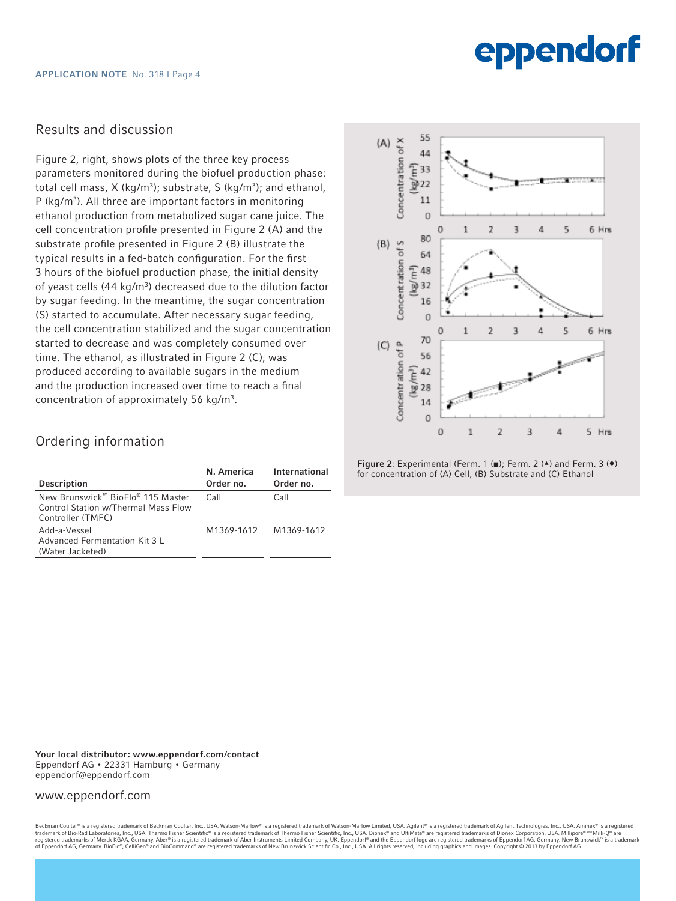## Results and discussion

Figure 2, right, shows plots of the three key process parameters monitored during the biofuel production phase: total cell mass, X (kg/m³); substrate, S (kg/m³); and ethanol, P (kg/m³). All three are important factors in monitoring ethanol production from metabolized sugar cane juice. The cell concentration profile presented in Figure 2 (A) and the substrate profile presented in Figure 2 (B) illustrate the typical results in a fed-batch configuration. For the first 3 hours of the biofuel production phase, the initial density of yeast cells (44 kg/m³) decreased due to the dilution factor by sugar feeding. In the meantime, the sugar concentration (S) started to accumulate. After necessary sugar feeding, the cell concentration stabilized and the sugar concentration started to decrease and was completely consumed over time. The ethanol, as illustrated in Figure 2 (C), was produced according to available sugars in the medium and the production increased over time to reach a final concentration of approximately 56 kg/m³.

(A)
Concentration of X (kg/m³)
55
44
33
22
11
0
0 1 2 3 4 5 6 Hrs

(B)
Concentration of S (kg/m³)
80
64
48
32
16
0
0 1 2 3 4 5 6 Hrs

(C)
Concentration of P (kg/m³)
70
56
42
28
14
0
0 1 2 3 4 5 Hrs

**Figure 2**: Experimental (Ferm. 1 (■); Ferm. 2 (▲) and Ferm. 3 (●) for concentration of (A) Cell, (B) Substrate and (C) Ethanol

## Ordering information

| Description | N. America Order no. | International Order no. |
|---|---|---|
| New Brunswick™ BioFlo® 115 Master Control Station w/Thermal Mass Flow Controller (TMFC) | Call | Call |
| Add-a-Vessel Advanced Fermentation Kit 3 L (Water Jacketed) | M1369-1612 | M1369-1612 |

**Your local distributor: www.eppendorf.com/contact**
Eppendorf AG • 22331 Hamburg • Germany
eppendorf@eppendorf.com

www.eppendorf.com

Beckman Coulter® is a registered trademark of Beckman Coulter, Inc., USA. Watson-Marlow® is a registered trademark of Watson-Marlow Limited, USA. Agilent® is a registered trademark of Agilent Technologies, Inc., USA. Aminex® is a registered trademark of Bio-Rad Laboratories, Inc., USA. Thermo Fisher Scientific® is a registered trademark of Thermo Fisher Scientific, Inc., USA. Dionex® and UltiMate® are registered trademarks of Dionex Corporation, USA. Millipore® and Milli-Q® are registered trademarks of Merck KGAA, Germany. Aber® is a registered trademark of Aber Instruments Limited Company, UK. Eppendorf® and the Eppendorf logo are registered trademarks of Eppendorf AG, Germany. New Brunswick™ is a trademark of Eppendorf AG, Germany. BioFlo®, CelliGen® and BioCommand® are registered trademarks of New Brunswick Scientific Co., Inc., USA. All rights reserved, including graphics and images. Copyright © 2013 by Eppendorf AG.